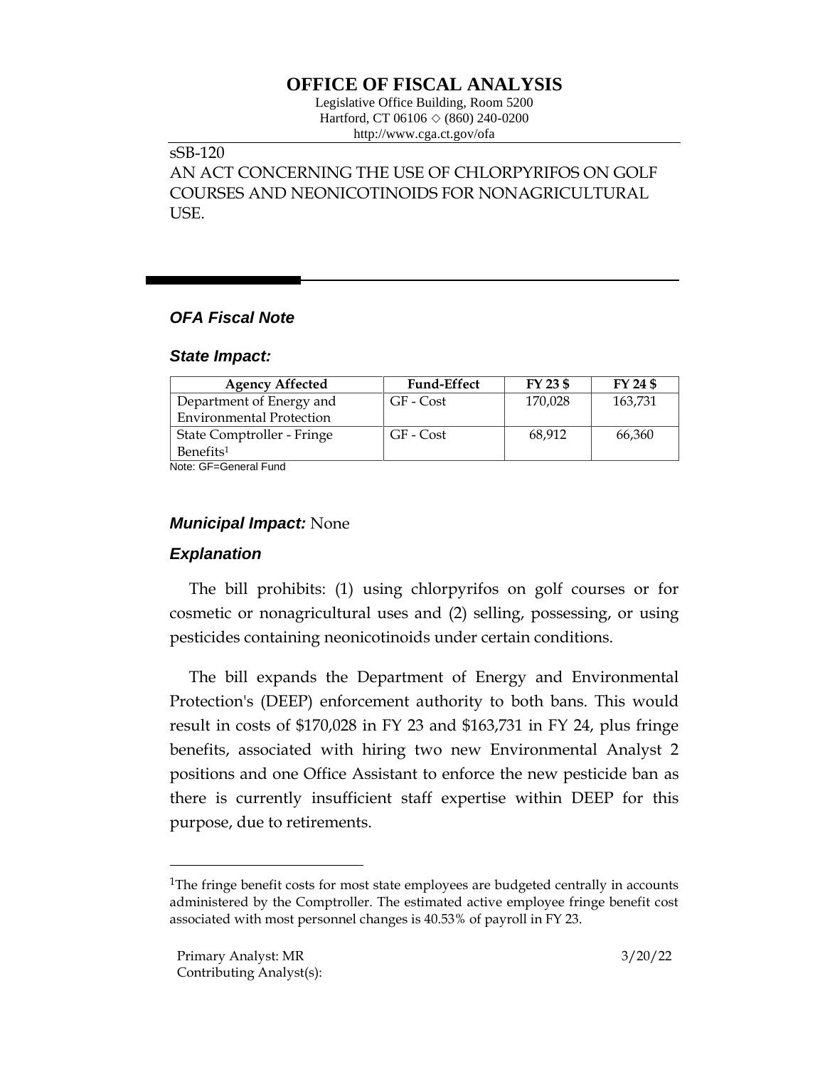# OFFICE OF FISCAL ANALYSIS

Legislative Office Building, Room 5200
Hartford, CT 06106 ◇ (860) 240-0200
http://www.cga.ct.gov/ofa

sSB-120
AN ACT CONCERNING THE USE OF CHLORPYRIFOS ON GOLF COURSES AND NEONICOTINOIDS FOR NONAGRICULTURAL USE.

## *OFA Fiscal Note*

### *State Impact:*

| Agency Affected | Fund-Effect | FY 23 $ | FY 24 $ |
|---|---|---|---|
| Department of Energy and Environmental Protection | GF - Cost | 170,028 | 163,731 |
| State Comptroller - Fringe Benefits[1] | GF - Cost | 68,912 | 66,360 |

Note: GF=General Fund

### *Municipal Impact:* None

### *Explanation*

The bill prohibits: (1) using chlorpyrifos on golf courses or for cosmetic or nonagricultural uses and (2) selling, possessing, or using pesticides containing neonicotinoids under certain conditions.

The bill expands the Department of Energy and Environmental Protection's (DEEP) enforcement authority to both bans. This would result in costs of $170,028 in FY 23 and $163,731 in FY 24, plus fringe benefits, associated with hiring two new Environmental Analyst 2 positions and one Office Assistant to enforce the new pesticide ban as there is currently insufficient staff expertise within DEEP for this purpose, due to retirements.

[1]The fringe benefit costs for most state employees are budgeted centrally in accounts administered by the Comptroller. The estimated active employee fringe benefit cost associated with most personnel changes is 40.53% of payroll in FY 23.

Primary Analyst: MR
Contributing Analyst(s):

3/20/22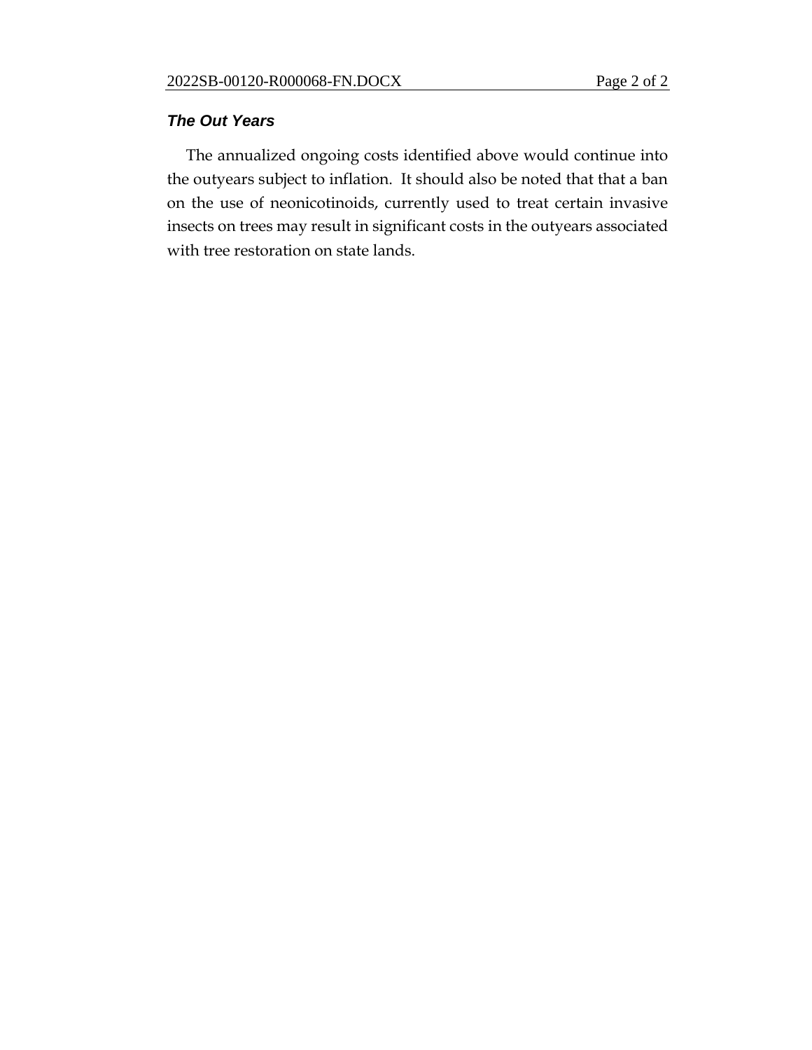***The Out Years***

The annualized ongoing costs identified above would continue into the outyears subject to inflation. It should also be noted that that a ban on the use of neonicotinoids, currently used to treat certain invasive insects on trees may result in significant costs in the outyears associated with tree restoration on state lands.